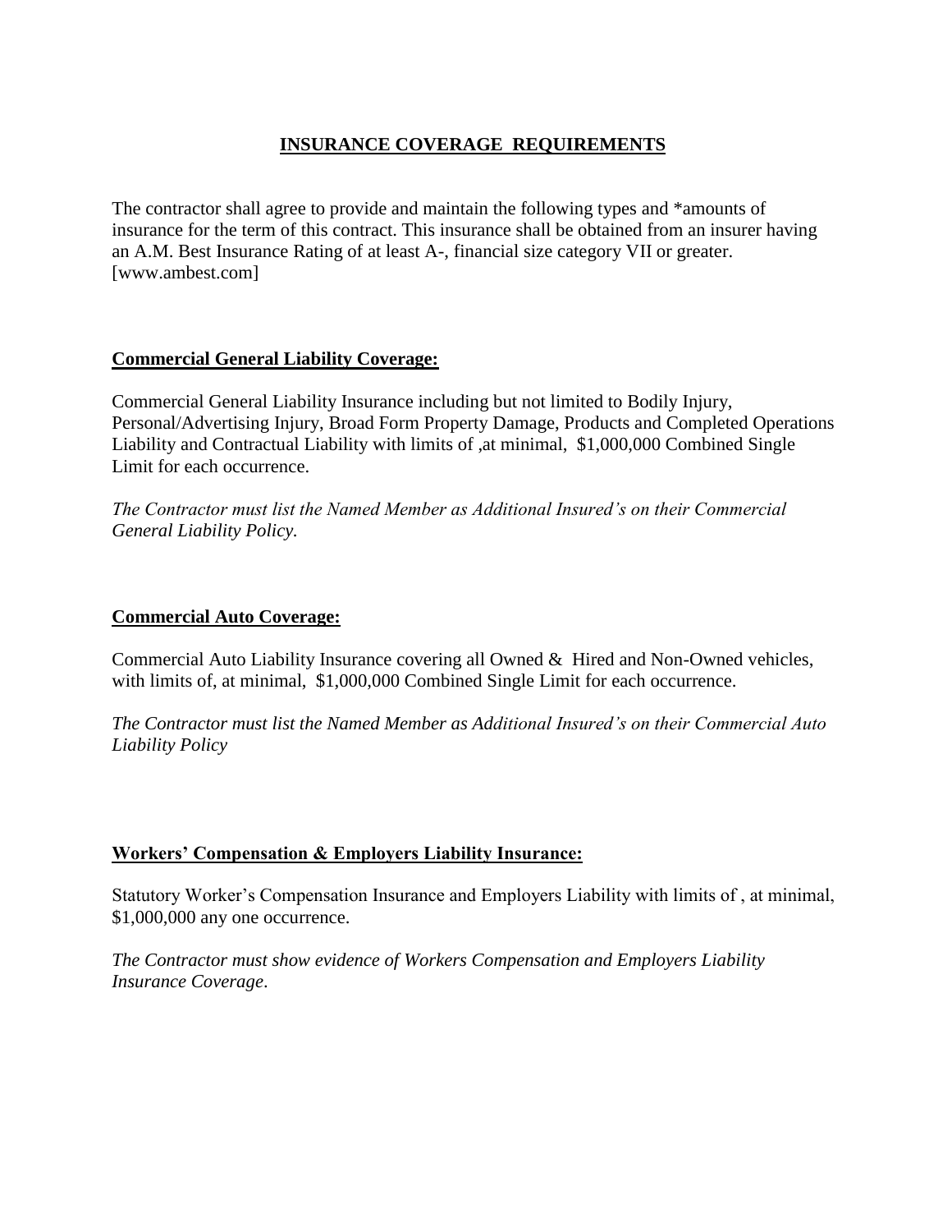# INSURANCE COVERAGE REQUIREMENTS

The contractor shall agree to provide and maintain the following types and *amounts of insurance for the term of this contract. This insurance shall be obtained from an insurer having an A.M. Best Insurance Rating of at least A-, financial size category VII or greater. [www.ambest.com]

## Commercial General Liability Coverage:

Commercial General Liability Insurance including but not limited to Bodily Injury, Personal/Advertising Injury, Broad Form Property Damage, Products and Completed Operations Liability and Contractual Liability with limits of ,at minimal, $1,000,000 Combined Single Limit for each occurrence.

*The Contractor must list the Named Member as Additional Insured's on their Commercial General Liability Policy.*

## Commercial Auto Coverage:

Commercial Auto Liability Insurance covering all Owned & Hired and Non-Owned vehicles, with limits of, at minimal, $1,000,000 Combined Single Limit for each occurrence.

*The Contractor must list the Named Member as Additional Insured's on their Commercial Auto Liability Policy*

## Workers' Compensation & Employers Liability Insurance:

Statutory Worker's Compensation Insurance and Employers Liability with limits of , at minimal, $1,000,000 any one occurrence.

*The Contractor must show evidence of Workers Compensation and Employers Liability Insurance Coverage.*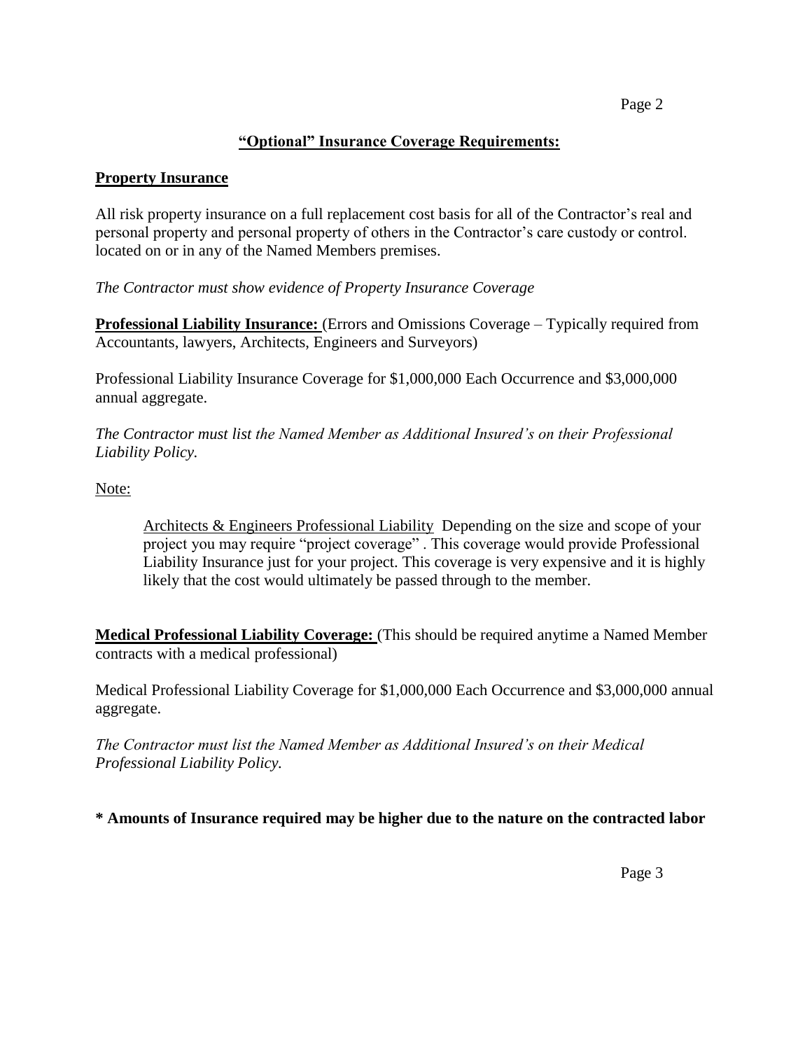## **"Optional" Insurance Coverage Requirements:**

**Property Insurance**

All risk property insurance on a full replacement cost basis for all of the Contractor's real and personal property and personal property of others in the Contractor's care custody or control. located on or in any of the Named Members premises.

*The Contractor must show evidence of Property Insurance Coverage*

**Professional Liability Insurance:** (Errors and Omissions Coverage – Typically required from Accountants, lawyers, Architects, Engineers and Surveyors)

Professional Liability Insurance Coverage for $1,000,000 Each Occurrence and $3,000,000 annual aggregate.

*The Contractor must list the Named Member as Additional Insured's on their Professional Liability Policy.*

Note:

> Architects & Engineers Professional Liability  Depending on the size and scope of your project you may require "project coverage" . This coverage would provide Professional Liability Insurance just for your project. This coverage is very expensive and it is highly likely that the cost would ultimately be passed through to the member.

**Medical Professional Liability Coverage:** (This should be required anytime a Named Member contracts with a medical professional)

Medical Professional Liability Coverage for $1,000,000 Each Occurrence and $3,000,000 annual aggregate.

*The Contractor must list the Named Member as Additional Insured's on their Medical Professional Liability Policy.*

**\* Amounts of Insurance required may be higher due to the nature on the contracted labor**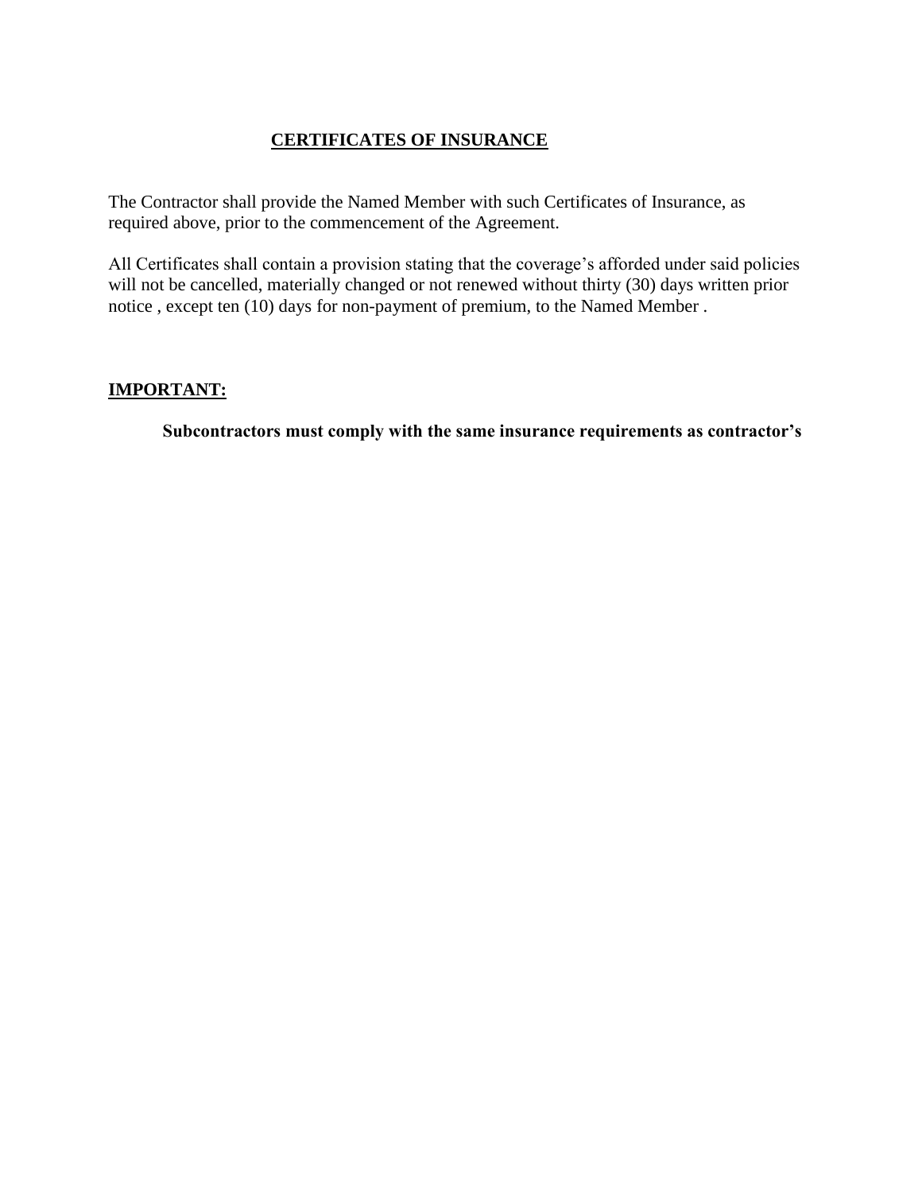## **CERTIFICATES OF INSURANCE**

The Contractor shall provide the Named Member with such Certificates of Insurance, as required above, prior to the commencement of the Agreement.

All Certificates shall contain a provision stating that the coverage's afforded under said policies will not be cancelled, materially changed or not renewed without thirty (30) days written prior notice , except ten (10) days for non-payment of premium, to the Named Member .

**IMPORTANT:**

**Subcontractors must comply with the same insurance requirements as contractor's**